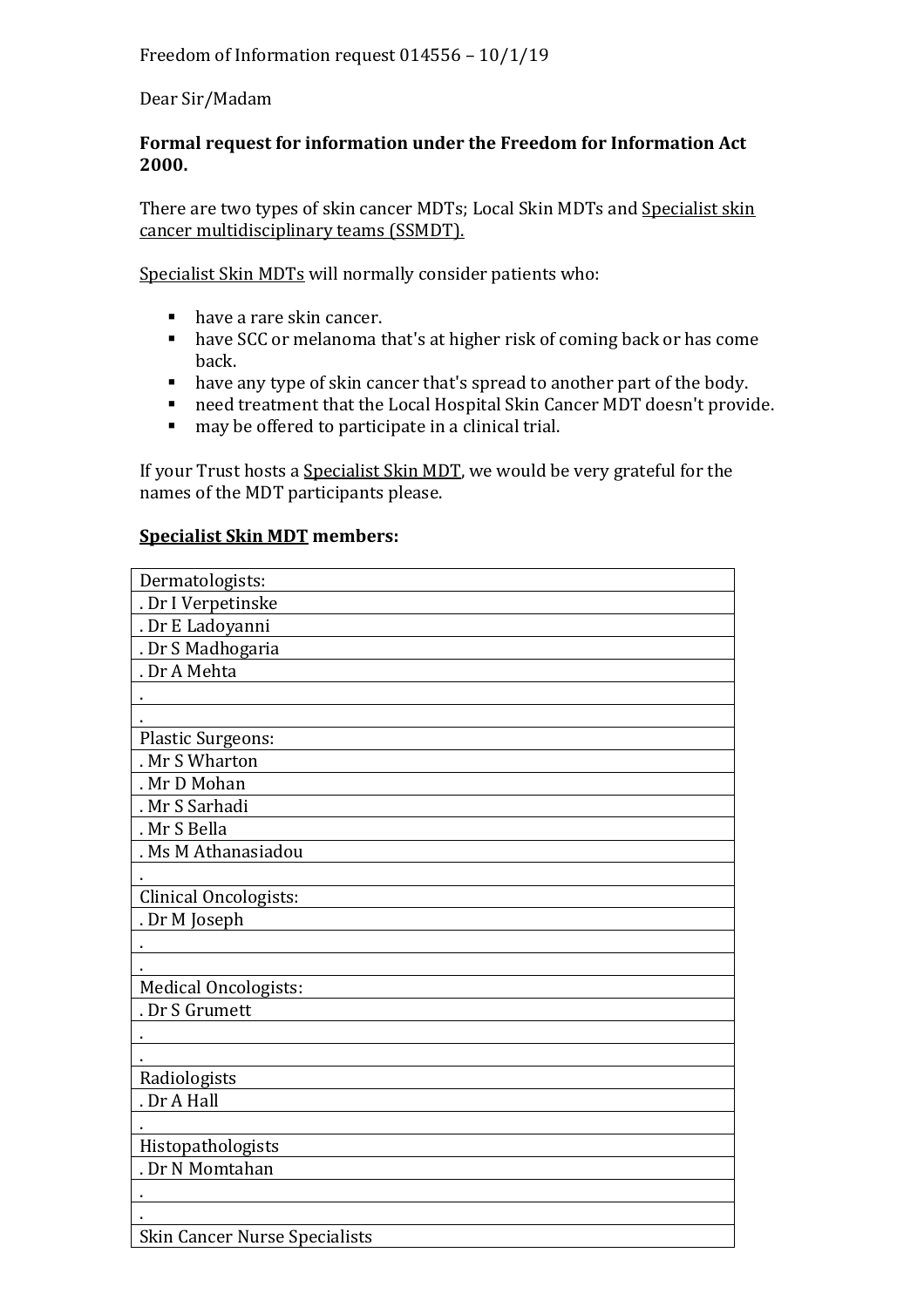Freedom of Information request 014556 – 10/1/19

Dear Sir/Madam

**Formal request for information under the Freedom for Information Act 2000.**

There are two types of skin cancer MDTs; Local Skin MDTs and Specialist skin cancer multidisciplinary teams (SSMDT).

Specialist Skin MDTs will normally consider patients who:

- have a rare skin cancer.
- have SCC or melanoma that's at higher risk of coming back or has come back.
- have any type of skin cancer that's spread to another part of the body.
- need treatment that the Local Hospital Skin Cancer MDT doesn't provide.
- may be offered to participate in a clinical trial.

If your Trust hosts a Specialist Skin MDT, we would be very grateful for the names of the MDT participants please.

**Specialist Skin MDT members:**

| Dermatologists: |
|---|
| . Dr I Verpetinske |
| . Dr E Ladoyanni |
| . Dr S Madhogaria |
| . Dr A Mehta |
| . |
| . |
| Plastic Surgeons: |
| . Mr S Wharton |
| . Mr D Mohan |
| . Mr S Sarhadi |
| . Mr S Bella |
| . Ms M Athanasiadou |
| . |
| Clinical Oncologists: |
| . Dr M Joseph |
| . |
| . |
| Medical Oncologists: |
| . Dr S Grumett |
| . |
| . |
| Radiologists |
| . Dr A Hall |
| . |
| Histopathologists |
| . Dr N Momtahan |
| . |
| . |
| Skin Cancer Nurse Specialists |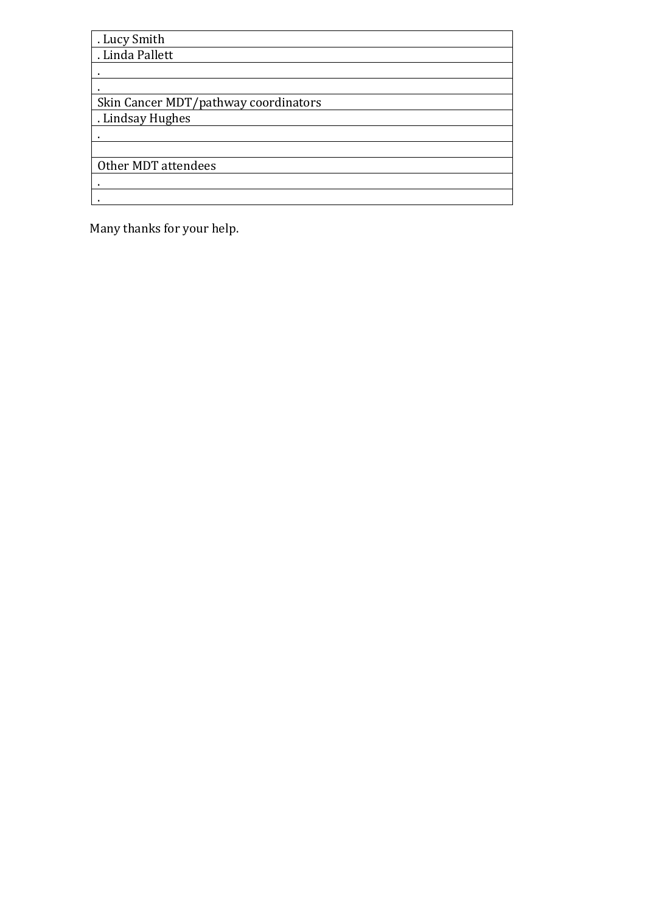| |
|---|
| . Lucy Smith |
| . Linda Pallett |
| . |
| . |
| Skin Cancer MDT/pathway coordinators |
| . Lindsay Hughes |
| . |
| |
| Other MDT attendees |
| . |
| . |

Many thanks for your help.